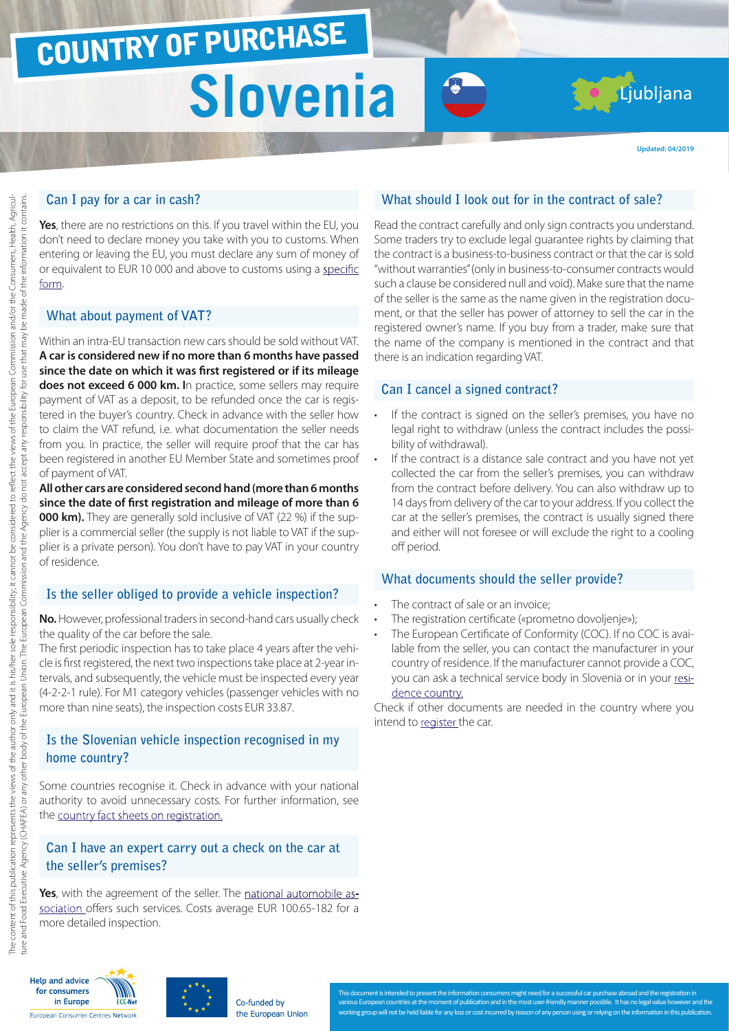# COUNTRY OF PURCHASE

# Slovenia

Ljubljana

Updated: 04/2019

## Can I pay for a car in cash?

**Yes**, there are no restrictions on this. If you travel within the EU, you don't need to declare money you take with you to customs. When entering or leaving the EU, you must declare any sum of money of or equivalent to EUR 10 000 and above to customs using a specific form.

## What about payment of VAT?

Within an intra-EU transaction new cars should be sold without VAT. **A car is considered new if no more than 6 months have passed since the date on which it was first registered or if its mileage does not exceed 6 000 km. I**n practice, some sellers may require payment of VAT as a deposit, to be refunded once the car is registered in the buyer's country. Check in advance with the seller how to claim the VAT refund, i.e. what documentation the seller needs from you. In practice, the seller will require proof that the car has been registered in another EU Member State and sometimes proof of payment of VAT.

**All other cars are considered second hand (more than 6 months since the date of first registration and mileage of more than 6 000 km).** They are generally sold inclusive of VAT (22 %) if the supplier is a commercial seller (the supply is not liable to VAT if the supplier is a private person). You don't have to pay VAT in your country of residence.

## Is the seller obliged to provide a vehicle inspection?

**No.** However, professional traders in second-hand cars usually check the quality of the car before the sale.

The first periodic inspection has to take place 4 years after the vehicle is first registered, the next two inspections take place at 2-year intervals, and subsequently, the vehicle must be inspected every year (4-2-2-1 rule). For M1 category vehicles (passenger vehicles with no more than nine seats), the inspection costs EUR 33.87.

## Is the Slovenian vehicle inspection recognised in my home country?

Some countries recognise it. Check in advance with your national authority to avoid unnecessary costs. For further information, see the country fact sheets on registration.

## Can I have an expert carry out a check on the car at the seller's premises?

**Yes**, with the agreement of the seller. The national automobile association offers such services. Costs average EUR 100.65-182 for a more detailed inspection.

## What should I look out for in the contract of sale?

Read the contract carefully and only sign contracts you understand. Some traders try to exclude legal guarantee rights by claiming that the contract is a business-to-business contract or that the car is sold "without warranties" (only in business-to-consumer contracts would such a clause be considered null and void). Make sure that the name of the seller is the same as the name given in the registration document, or that the seller has power of attorney to sell the car in the registered owner's name. If you buy from a trader, make sure that the name of the company is mentioned in the contract and that there is an indication regarding VAT.

## Can I cancel a signed contract?

- If the contract is signed on the seller's premises, you have no legal right to withdraw (unless the contract includes the possibility of withdrawal).
- If the contract is a distance sale contract and you have not yet collected the car from the seller's premises, you can withdraw from the contract before delivery. You can also withdraw up to 14 days from delivery of the car to your address. If you collect the car at the seller's premises, the contract is usually signed there and either will not foresee or will exclude the right to a cooling off period.

## What documents should the seller provide?

- The contract of sale or an invoice;
- The registration certificate («prometno dovoljenje»);
- The European Certificate of Conformity (COC). If no COC is available from the seller, you can contact the manufacturer in your country of residence. If the manufacturer cannot provide a COC, you can ask a technical service body in Slovenia or in your residence country.

Check if other documents are needed in the country where you intend to register the car.

The content of this publication represents the views of the author only and it is his/her sole responsibility; it cannot be considered to reflect the views of the European Commission and/or the Consumers, Health, Agriculture and Food Executive Agency (CHAFEA) or any other body of the European Union. The European Commission and the Agency do not accept any responsibility for use that may be made of the information it contains.

Help and advice for consumers in Europe – European Consumer Centres Network – ECC-Net

Co-funded by the European Union

This document is intended to present the information consumers might need for a successful car purchase abroad and the registration in various European countries at the moment of publication and in the most user-friendly manner possible. It has no legal value however and the working group will not be held liable for any loss or cost incurred by reason of any person using or relying on the information in this publication.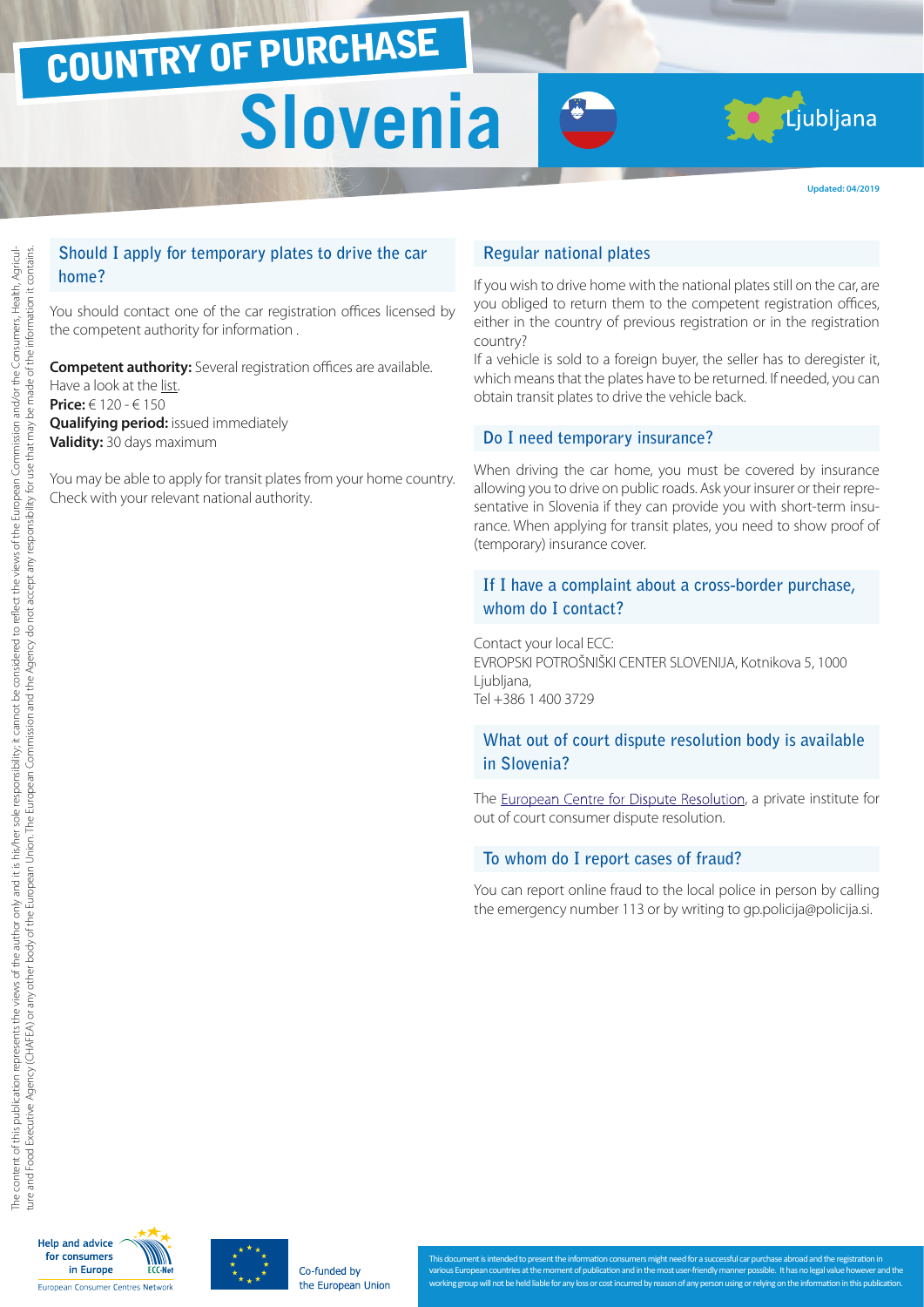# COUNTRY OF PURCHASE

# Slovenia

Ljubljana

Updated: 04/2019

The content of this publication represents the views of the author only and it is his/her sole responsibility; it cannot be considered to reflect the views of the European Commission and/or the Consumers, Health, Agriculture and Food Executive Agency (CHAFEA) or any other body of the European Union. The European Commission and the Agency do not accept any responsibility for use that may be made of the information it contains.

## Should I apply for temporary plates to drive the car home?

You should contact one of the car registration offices licensed by the competent authority for information .

**Competent authority:** Several registration offices are available. Have a look at the list.
**Price:** € 120 - € 150
**Qualifying period:** issued immediately
**Validity:** 30 days maximum

You may be able to apply for transit plates from your home country. Check with your relevant national authority.

## Regular national plates

If you wish to drive home with the national plates still on the car, are you obliged to return them to the competent registration offices, either in the country of previous registration or in the registration country?

If a vehicle is sold to a foreign buyer, the seller has to deregister it, which means that the plates have to be returned. If needed, you can obtain transit plates to drive the vehicle back.

## Do I need temporary insurance?

When driving the car home, you must be covered by insurance allowing you to drive on public roads. Ask your insurer or their representative in Slovenia if they can provide you with short-term insurance. When applying for transit plates, you need to show proof of (temporary) insurance cover.

## If I have a complaint about a cross-border purchase, whom do I contact?

Contact your local ECC:
EVROPSKI POTROŠNIŠKI CENTER SLOVENIJA, Kotnikova 5, 1000 Ljubljana,
Tel +386 1 400 3729

## What out of court dispute resolution body is available in Slovenia?

The European Centre for Dispute Resolution, a private institute for out of court consumer dispute resolution.

## To whom do I report cases of fraud?

You can report online fraud to the local police in person by calling the emergency number 113 or by writing to gp.policija@policija.si.

Help and advice for consumers in Europe
ECC-Net
European Consumer Centres Network

Co-funded by the European Union

This document is intended to present the information consumers might need for a successful car purchase abroad and the registration in various European countries at the moment of publication and in the most user-friendly manner possible. It has no legal value however and the working group will not be held liable for any loss or cost incurred by reason of any person using or relying on the information in this publication.